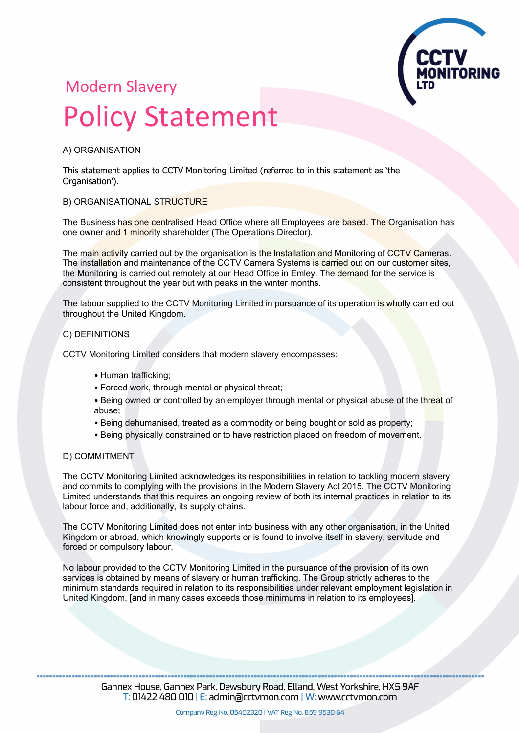## Modern Slavery

# Policy Statement

A) ORGANISATION

This statement applies to CCTV Monitoring Limited (referred to in this statement as 'the Organisation').

B) ORGANISATIONAL STRUCTURE

The Business has one centralised Head Office where all Employees are based. The Organisation has one owner and 1 minority shareholder (The Operations Director).

The main activity carried out by the organisation is the Installation and Monitoring of CCTV Cameras. The installation and maintenance of the CCTV Camera Systems is carried out on our customer sites, the Monitoring is carried out remotely at our Head Office in Emley. The demand for the service is consistent throughout the year but with peaks in the winter months.

The labour supplied to the CCTV Monitoring Limited in pursuance of its operation is wholly carried out throughout the United Kingdom.

C) DEFINITIONS

CCTV Monitoring Limited considers that modern slavery encompasses:

- Human trafficking;
- Forced work, through mental or physical threat;
- Being owned or controlled by an employer through mental or physical abuse of the threat of abuse;
- Being dehumanised, treated as a commodity or being bought or sold as property;
- Being physically constrained or to have restriction placed on freedom of movement.

D) COMMITMENT

The CCTV Monitoring Limited acknowledges its responsibilities in relation to tackling modern slavery and commits to complying with the provisions in the Modern Slavery Act 2015. The CCTV Monitoring Limited understands that this requires an ongoing review of both its internal practices in relation to its labour force and, additionally, its supply chains.

The CCTV Monitoring Limited does not enter into business with any other organisation, in the United Kingdom or abroad, which knowingly supports or is found to involve itself in slavery, servitude and forced or compulsory labour.

No labour provided to the CCTV Monitoring Limited in the pursuance of the provision of its own services is obtained by means of slavery or human trafficking. The Group strictly adheres to the minimum standards required in relation to its responsibilities under relevant employment legislation in United Kingdom, [and in many cases exceeds those minimums in relation to its employees].

Gannex House, Gannex Park, Dewsbury Road, Elland, West Yorkshire, HX5 9AF
T: 01422 480 010 | E: admin@cctvmon.com | W: www.cctvmon.com

Company Reg No. 05402320 | VAT Reg No. 859 9530 64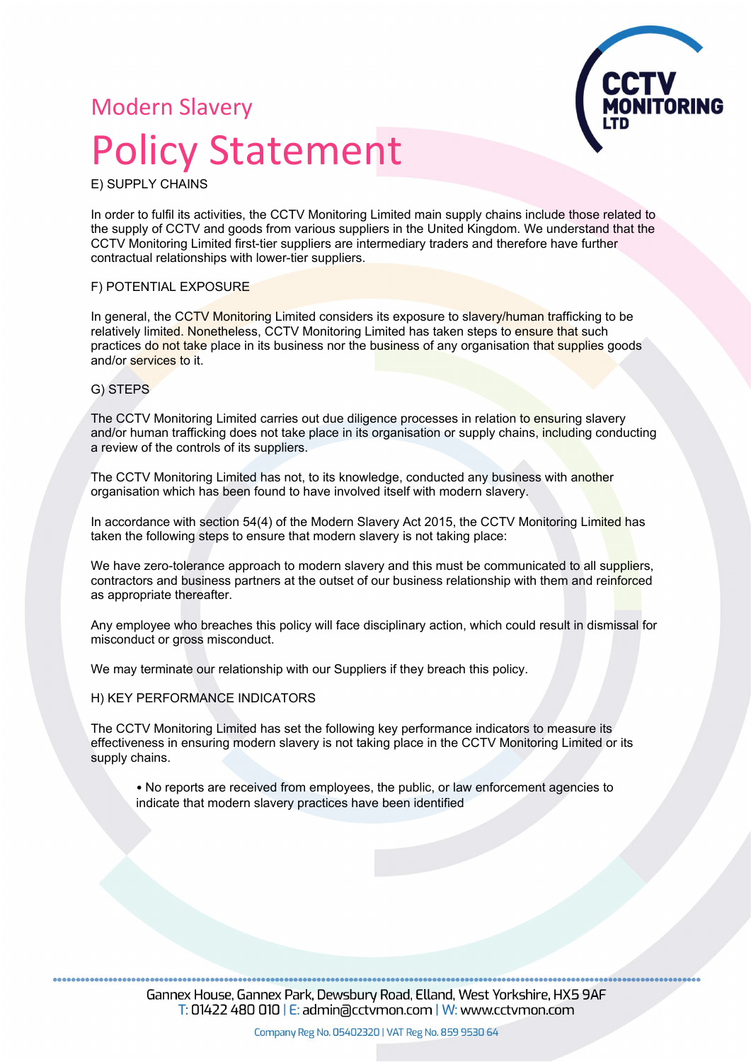Modern Slavery

# Policy Statement

## E) SUPPLY CHAINS

In order to fulfil its activities, the CCTV Monitoring Limited main supply chains include those related to the supply of CCTV and goods from various suppliers in the United Kingdom. We understand that the CCTV Monitoring Limited first-tier suppliers are intermediary traders and therefore have further contractual relationships with lower-tier suppliers.

## F) POTENTIAL EXPOSURE

In general, the CCTV Monitoring Limited considers its exposure to slavery/human trafficking to be relatively limited. Nonetheless, CCTV Monitoring Limited has taken steps to ensure that such practices do not take place in its business nor the business of any organisation that supplies goods and/or services to it.

## G) STEPS

The CCTV Monitoring Limited carries out due diligence processes in relation to ensuring slavery and/or human trafficking does not take place in its organisation or supply chains, including conducting a review of the controls of its suppliers.

The CCTV Monitoring Limited has not, to its knowledge, conducted any business with another organisation which has been found to have involved itself with modern slavery.

In accordance with section 54(4) of the Modern Slavery Act 2015, the CCTV Monitoring Limited has taken the following steps to ensure that modern slavery is not taking place:

We have zero-tolerance approach to modern slavery and this must be communicated to all suppliers, contractors and business partners at the outset of our business relationship with them and reinforced as appropriate thereafter.

Any employee who breaches this policy will face disciplinary action, which could result in dismissal for misconduct or gross misconduct.

We may terminate our relationship with our Suppliers if they breach this policy.

## H) KEY PERFORMANCE INDICATORS

The CCTV Monitoring Limited has set the following key performance indicators to measure its effectiveness in ensuring modern slavery is not taking place in the CCTV Monitoring Limited or its supply chains.

- No reports are received from employees, the public, or law enforcement agencies to indicate that modern slavery practices have been identified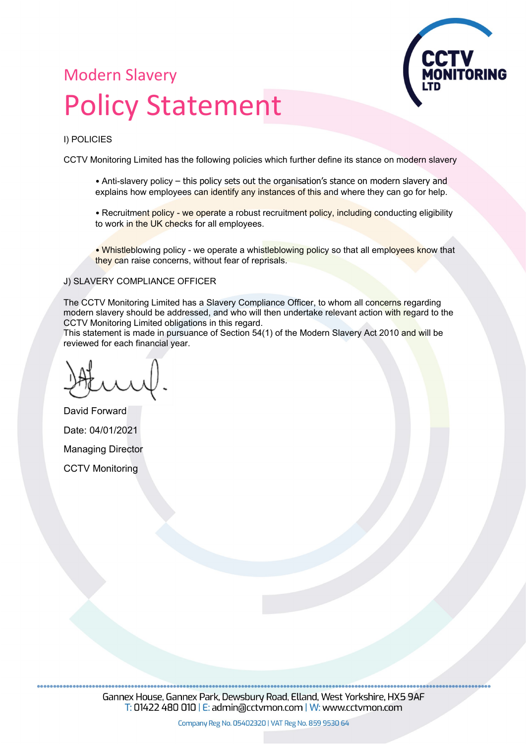Modern Slavery

# Policy Statement

I) POLICIES

CCTV Monitoring Limited has the following policies which further define its stance on modern slavery

- Anti-slavery policy – this policy sets out the organisation's stance on modern slavery and explains how employees can identify any instances of this and where they can go for help.
- Recruitment policy - we operate a robust recruitment policy, including conducting eligibility to work in the UK checks for all employees.
- Whistleblowing policy - we operate a whistleblowing policy so that all employees know that they can raise concerns, without fear of reprisals.

J) SLAVERY COMPLIANCE OFFICER

The CCTV Monitoring Limited has a Slavery Compliance Officer, to whom all concerns regarding modern slavery should be addressed, and who will then undertake relevant action with regard to the CCTV Monitoring Limited obligations in this regard.
This statement is made in pursuance of Section 54(1) of the Modern Slavery Act 2010 and will be reviewed for each financial year.

David Forward

Date: 04/01/2021

Managing Director

CCTV Monitoring

Gannex House, Gannex Park, Dewsbury Road, Elland, West Yorkshire, HX5 9AF
T: 01422 480 010 | E: admin@cctvmon.com | W: www.cctvmon.com

Company Reg No. 05402320 | VAT Reg No. 859 9530 64